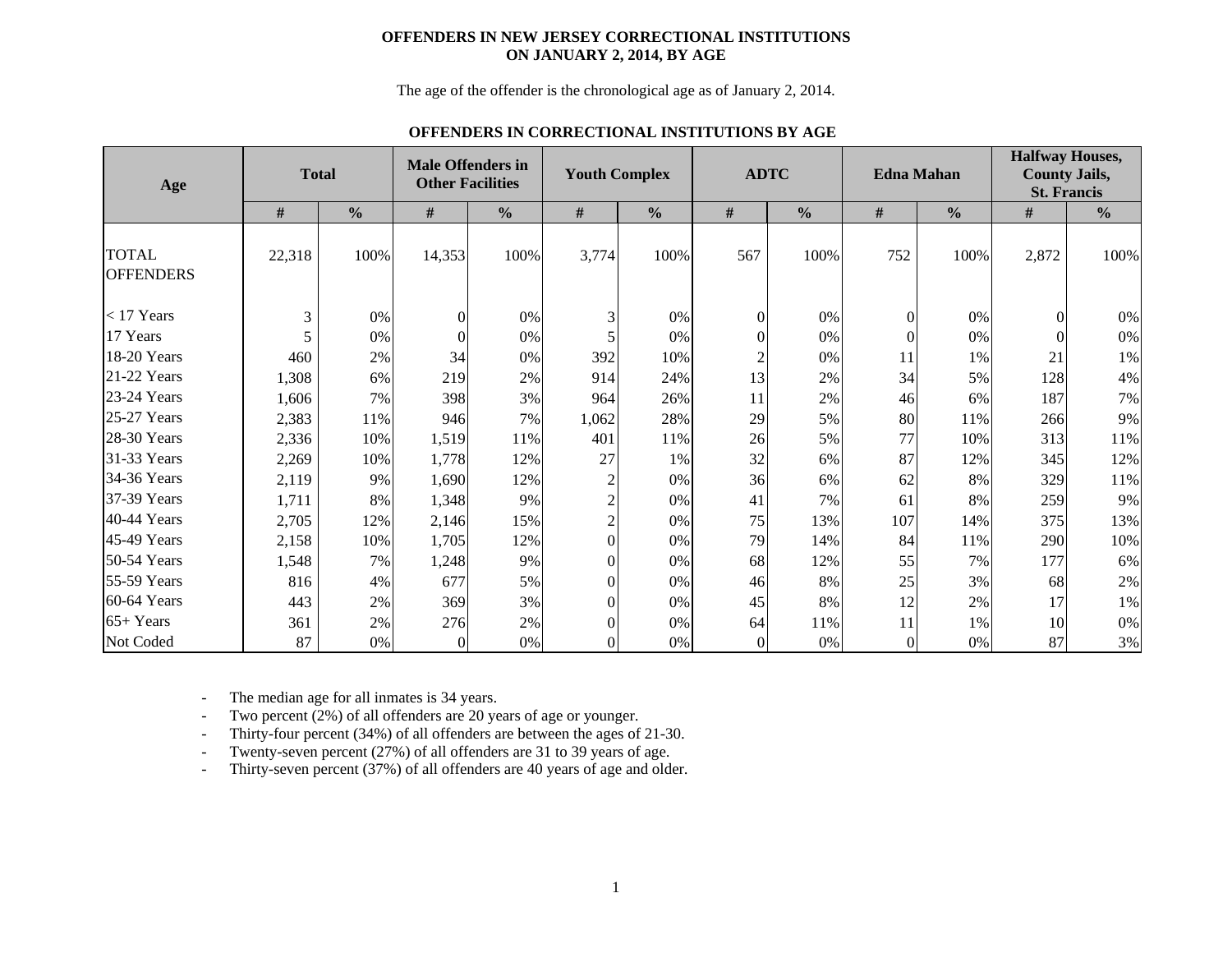# OFFENDERS IN NEW JERSEY CORRECTIONAL INSTITUTIONS ON JANUARY 2, 2014, BY AGE

The age of the offender is the chronological age as of January 2, 2014.

## OFFENDERS IN CORRECTIONAL INSTITUTIONS BY AGE

| Age | Total | | Male Offenders in Other Facilities | | Youth Complex | | ADTC | | Edna Mahan | | Halfway Houses, County Jails, St. Francis | |
|---|---|---|---|---|---|---|---|---|---|---|---|---|
| | # | % | # | % | # | % | # | % | # | % | # | % |
| TOTAL OFFENDERS | 22,318 | 100% | 14,353 | 100% | 3,774 | 100% | 567 | 100% | 752 | 100% | 2,872 | 100% |
| < 17 Years | 3 | 0% | 0 | 0% | 3 | 0% | 0 | 0% | 0 | 0% | 0 | 0% |
| 17 Years | 5 | 0% | 0 | 0% | 5 | 0% | 0 | 0% | 0 | 0% | 0 | 0% |
| 18-20 Years | 460 | 2% | 34 | 0% | 392 | 10% | 2 | 0% | 11 | 1% | 21 | 1% |
| 21-22 Years | 1,308 | 6% | 219 | 2% | 914 | 24% | 13 | 2% | 34 | 5% | 128 | 4% |
| 23-24 Years | 1,606 | 7% | 398 | 3% | 964 | 26% | 11 | 2% | 46 | 6% | 187 | 7% |
| 25-27 Years | 2,383 | 11% | 946 | 7% | 1,062 | 28% | 29 | 5% | 80 | 11% | 266 | 9% |
| 28-30 Years | 2,336 | 10% | 1,519 | 11% | 401 | 11% | 26 | 5% | 77 | 10% | 313 | 11% |
| 31-33 Years | 2,269 | 10% | 1,778 | 12% | 27 | 1% | 32 | 6% | 87 | 12% | 345 | 12% |
| 34-36 Years | 2,119 | 9% | 1,690 | 12% | 2 | 0% | 36 | 6% | 62 | 8% | 329 | 11% |
| 37-39 Years | 1,711 | 8% | 1,348 | 9% | 2 | 0% | 41 | 7% | 61 | 8% | 259 | 9% |
| 40-44 Years | 2,705 | 12% | 2,146 | 15% | 2 | 0% | 75 | 13% | 107 | 14% | 375 | 13% |
| 45-49 Years | 2,158 | 10% | 1,705 | 12% | 0 | 0% | 79 | 14% | 84 | 11% | 290 | 10% |
| 50-54 Years | 1,548 | 7% | 1,248 | 9% | 0 | 0% | 68 | 12% | 55 | 7% | 177 | 6% |
| 55-59 Years | 816 | 4% | 677 | 5% | 0 | 0% | 46 | 8% | 25 | 3% | 68 | 2% |
| 60-64 Years | 443 | 2% | 369 | 3% | 0 | 0% | 45 | 8% | 12 | 2% | 17 | 1% |
| 65+ Years | 361 | 2% | 276 | 2% | 0 | 0% | 64 | 11% | 11 | 1% | 10 | 0% |
| Not Coded | 87 | 0% | 0 | 0% | 0 | 0% | 0 | 0% | 0 | 0% | 87 | 3% |

- The median age for all inmates is 34 years.
- Two percent (2%) of all offenders are 20 years of age or younger.
- Thirty-four percent (34%) of all offenders are between the ages of 21-30.
- Twenty-seven percent (27%) of all offenders are 31 to 39 years of age.
- Thirty-seven percent (37%) of all offenders are 40 years of age and older.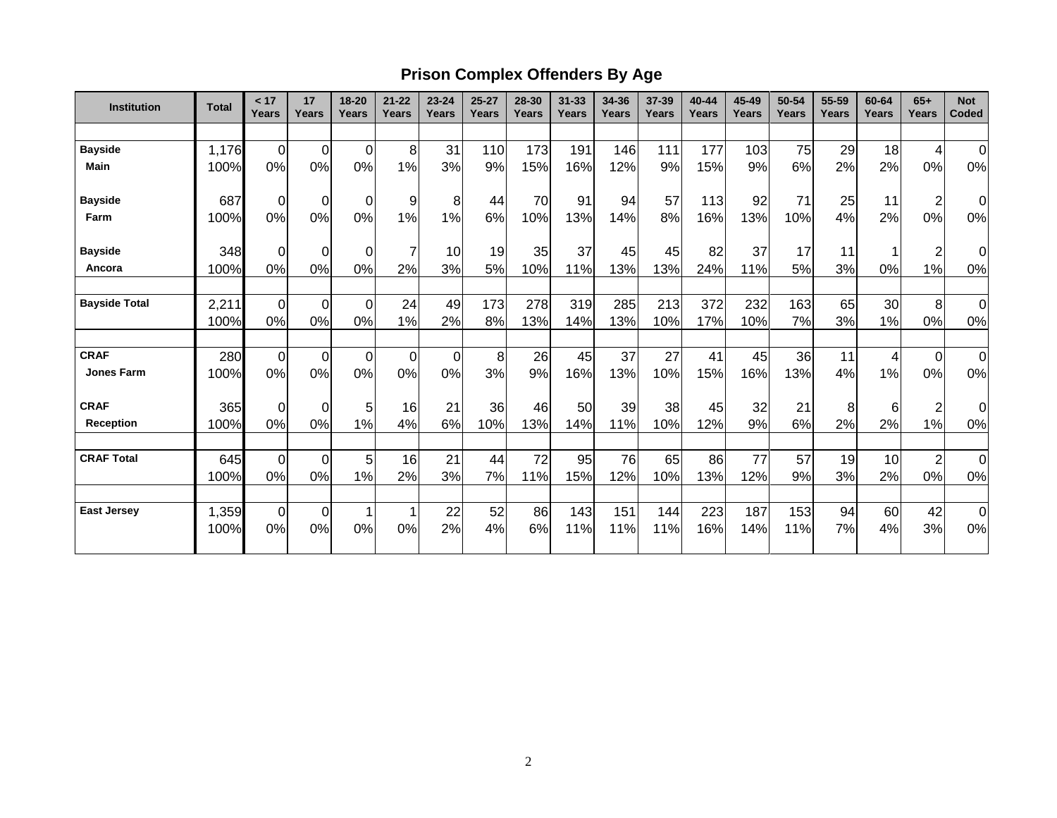## Prison Complex Offenders By Age

| Institution | Total | < 17 Years | 17 Years | 18-20 Years | 21-22 Years | 23-24 Years | 25-27 Years | 28-30 Years | 31-33 Years | 34-36 Years | 37-39 Years | 40-44 Years | 45-49 Years | 50-54 Years | 55-59 Years | 60-64 Years | 65+ Years | Not Coded |
|---|---|---|---|---|---|---|---|---|---|---|---|---|---|---|---|---|---|---|
| **Bayside** | 1,176 | 0 | 0 | 0 | 8 | 31 | 110 | 173 | 191 | 146 | 111 | 177 | 103 | 75 | 29 | 18 | 4 | 0 |
| **Main** | 100% | 0% | 0% | 0% | 1% | 3% | 9% | 15% | 16% | 12% | 9% | 15% | 9% | 6% | 2% | 2% | 0% | 0% |
| **Bayside** | 687 | 0 | 0 | 0 | 9 | 8 | 44 | 70 | 91 | 94 | 57 | 113 | 92 | 71 | 25 | 11 | 2 | 0 |
| **Farm** | 100% | 0% | 0% | 0% | 1% | 1% | 6% | 10% | 13% | 14% | 8% | 16% | 13% | 10% | 4% | 2% | 0% | 0% |
| **Bayside** | 348 | 0 | 0 | 0 | 7 | 10 | 19 | 35 | 37 | 45 | 45 | 82 | 37 | 17 | 11 | 1 | 2 | 0 |
| **Ancora** | 100% | 0% | 0% | 0% | 2% | 3% | 5% | 10% | 11% | 13% | 13% | 24% | 11% | 5% | 3% | 0% | 1% | 0% |
| **Bayside Total** | 2,211 | 0 | 0 | 0 | 24 | 49 | 173 | 278 | 319 | 285 | 213 | 372 | 232 | 163 | 65 | 30 | 8 | 0 |
| | 100% | 0% | 0% | 0% | 1% | 2% | 8% | 13% | 14% | 13% | 10% | 17% | 10% | 7% | 3% | 1% | 0% | 0% |
| **CRAF** | 280 | 0 | 0 | 0 | 0 | 0 | 8 | 26 | 45 | 37 | 27 | 41 | 45 | 36 | 11 | 4 | 0 | 0 |
| **Jones Farm** | 100% | 0% | 0% | 0% | 0% | 0% | 3% | 9% | 16% | 13% | 10% | 15% | 16% | 13% | 4% | 1% | 0% | 0% |
| **CRAF** | 365 | 0 | 0 | 5 | 16 | 21 | 36 | 46 | 50 | 39 | 38 | 45 | 32 | 21 | 8 | 6 | 2 | 0 |
| **Reception** | 100% | 0% | 0% | 1% | 4% | 6% | 10% | 13% | 14% | 11% | 10% | 12% | 9% | 6% | 2% | 2% | 1% | 0% |
| **CRAF Total** | 645 | 0 | 0 | 5 | 16 | 21 | 44 | 72 | 95 | 76 | 65 | 86 | 77 | 57 | 19 | 10 | 2 | 0 |
| | 100% | 0% | 0% | 1% | 2% | 3% | 7% | 11% | 15% | 12% | 10% | 13% | 12% | 9% | 3% | 2% | 0% | 0% |
| **East Jersey** | 1,359 | 0 | 0 | 1 | 1 | 22 | 52 | 86 | 143 | 151 | 144 | 223 | 187 | 153 | 94 | 60 | 42 | 0 |
| | 100% | 0% | 0% | 0% | 0% | 2% | 4% | 6% | 11% | 11% | 11% | 16% | 14% | 11% | 7% | 4% | 3% | 0% |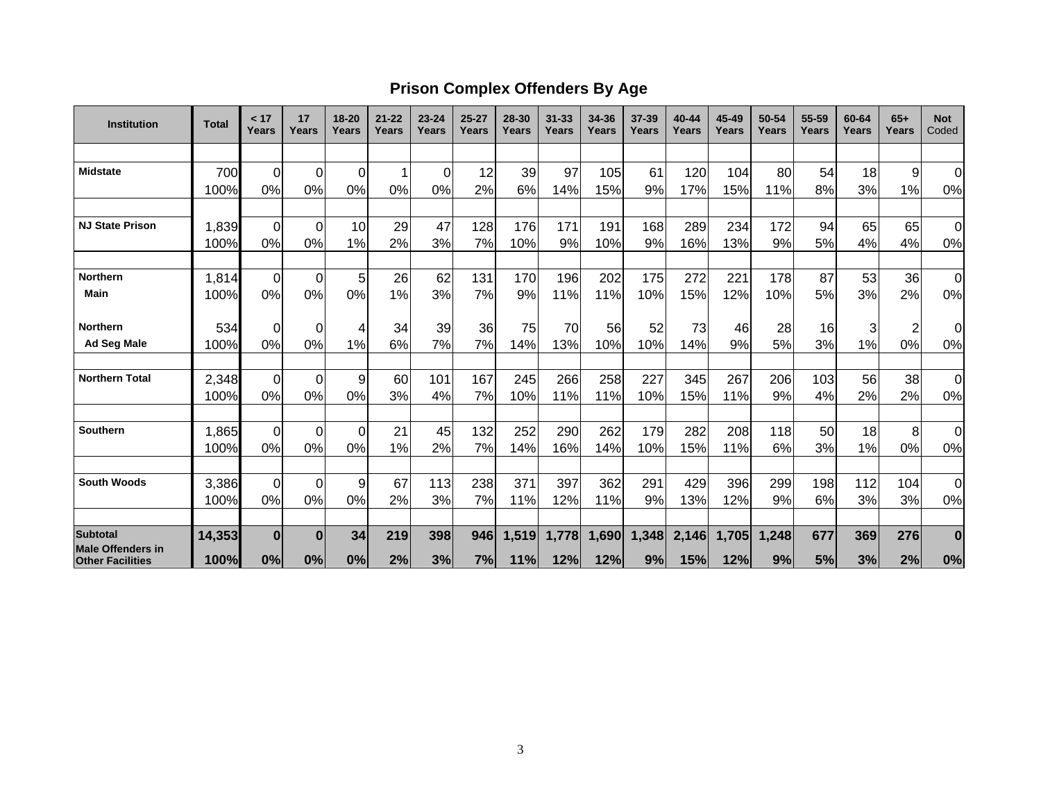## Prison Complex Offenders By Age

| Institution | Total | < 17 Years | 17 Years | 18-20 Years | 21-22 Years | 23-24 Years | 25-27 Years | 28-30 Years | 31-33 Years | 34-36 Years | 37-39 Years | 40-44 Years | 45-49 Years | 50-54 Years | 55-59 Years | 60-64 Years | 65+ Years | Not Coded |
|---|---|---|---|---|---|---|---|---|---|---|---|---|---|---|---|---|---|---|
| **Midstate** | 700 | 0 | 0 | 0 | 1 | 0 | 12 | 39 | 97 | 105 | 61 | 120 | 104 | 80 | 54 | 18 | 9 | 0 |
| | 100% | 0% | 0% | 0% | 0% | 0% | 2% | 6% | 14% | 15% | 9% | 17% | 15% | 11% | 8% | 3% | 1% | 0% |
| **NJ State Prison** | 1,839 | 0 | 0 | 10 | 29 | 47 | 128 | 176 | 171 | 191 | 168 | 289 | 234 | 172 | 94 | 65 | 65 | 0 |
| | 100% | 0% | 0% | 1% | 2% | 3% | 7% | 10% | 9% | 10% | 9% | 16% | 13% | 9% | 5% | 4% | 4% | 0% |
| **Northern Main** | 1,814 | 0 | 0 | 5 | 26 | 62 | 131 | 170 | 196 | 202 | 175 | 272 | 221 | 178 | 87 | 53 | 36 | 0 |
| | 100% | 0% | 0% | 0% | 1% | 3% | 7% | 9% | 11% | 11% | 10% | 15% | 12% | 10% | 5% | 3% | 2% | 0% |
| **Northern Ad Seg Male** | 534 | 0 | 0 | 4 | 34 | 39 | 36 | 75 | 70 | 56 | 52 | 73 | 46 | 28 | 16 | 3 | 2 | 0 |
| | 100% | 0% | 0% | 1% | 6% | 7% | 7% | 14% | 13% | 10% | 10% | 14% | 9% | 5% | 3% | 1% | 0% | 0% |
| **Northern Total** | 2,348 | 0 | 0 | 9 | 60 | 101 | 167 | 245 | 266 | 258 | 227 | 345 | 267 | 206 | 103 | 56 | 38 | 0 |
| | 100% | 0% | 0% | 0% | 3% | 4% | 7% | 10% | 11% | 11% | 10% | 15% | 11% | 9% | 4% | 2% | 2% | 0% |
| **Southern** | 1,865 | 0 | 0 | 0 | 21 | 45 | 132 | 252 | 290 | 262 | 179 | 282 | 208 | 118 | 50 | 18 | 8 | 0 |
| | 100% | 0% | 0% | 0% | 1% | 2% | 7% | 14% | 16% | 14% | 10% | 15% | 11% | 6% | 3% | 1% | 0% | 0% |
| **South Woods** | 3,386 | 0 | 0 | 9 | 67 | 113 | 238 | 371 | 397 | 362 | 291 | 429 | 396 | 299 | 198 | 112 | 104 | 0 |
| | 100% | 0% | 0% | 0% | 2% | 3% | 7% | 11% | 12% | 11% | 9% | 13% | 12% | 9% | 6% | 3% | 3% | 0% |
| **Subtotal Male Offenders in Other Facilities** | **14,353** | **0** | **0** | **34** | **219** | **398** | **946** | **1,519** | **1,778** | **1,690** | **1,348** | **2,146** | **1,705** | **1,248** | **677** | **369** | **276** | **0** |
| | **100%** | **0%** | **0%** | **0%** | **2%** | **3%** | **7%** | **11%** | **12%** | **12%** | **9%** | **15%** | **12%** | **9%** | **5%** | **3%** | **2%** | **0%** |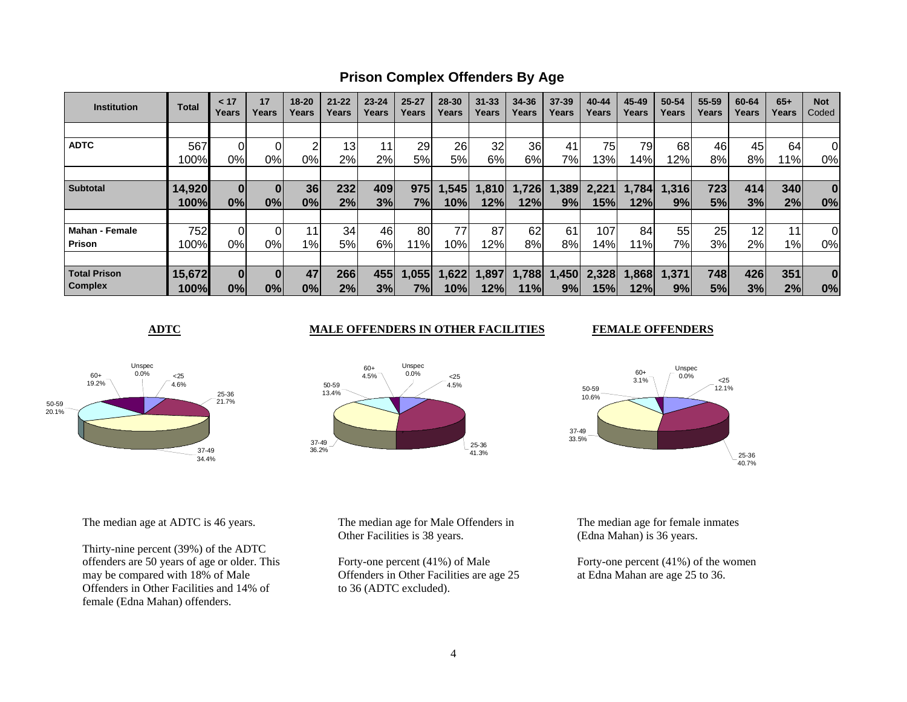# Prison Complex Offenders By Age

| Institution | Total | < 17 Years | 17 Years | 18-20 Years | 21-22 Years | 23-24 Years | 25-27 Years | 28-30 Years | 31-33 Years | 34-36 Years | 37-39 Years | 40-44 Years | 45-49 Years | 50-54 Years | 55-59 Years | 60-64 Years | 65+ Years | Not Coded |
|---|---|---|---|---|---|---|---|---|---|---|---|---|---|---|---|---|---|---|
| **ADTC** | 567 | 0 | 0 | 2 | 13 | 11 | 29 | 26 | 32 | 36 | 41 | 75 | 79 | 68 | 46 | 45 | 64 | 0 |
| | 100% | 0% | 0% | 0% | 2% | 2% | 5% | 5% | 6% | 6% | 7% | 13% | 14% | 12% | 8% | 8% | 11% | 0% |
| **Subtotal** | **14,920** | **0** | **0** | **36** | **232** | **409** | **975** | **1,545** | **1,810** | **1,726** | **1,389** | **2,221** | **1,784** | **1,316** | **723** | **414** | **340** | **0** |
| | **100%** | **0%** | **0%** | **0%** | **2%** | **3%** | **7%** | **10%** | **12%** | **12%** | **9%** | **15%** | **12%** | **9%** | **5%** | **3%** | **2%** | **0%** |
| **Mahan - Female Prison** | 752 | 0 | 0 | 11 | 34 | 46 | 80 | 77 | 87 | 62 | 61 | 107 | 84 | 55 | 25 | 12 | 11 | 0 |
| | 100% | 0% | 0% | 1% | 5% | 6% | 11% | 10% | 12% | 8% | 8% | 14% | 11% | 7% | 3% | 2% | 1% | 0% |
| **Total Prison Complex** | **15,672** | **0** | **0** | **47** | **266** | **455** | **1,055** | **1,622** | **1,897** | **1,788** | **1,450** | **2,328** | **1,868** | **1,371** | **748** | **426** | **351** | **0** |
| | **100%** | **0%** | **0%** | **0%** | **2%** | **3%** | **7%** | **10%** | **12%** | **11%** | **9%** | **15%** | **12%** | **9%** | **5%** | **3%** | **2%** | **0%** |

## ADTC

Unspec 0.0%; <25 4.6%; 25-36 21.7%; 37-49 34.4%; 50-59 20.1%; 60+ 19.2%

The median age at ADTC is 46 years.

Thirty-nine percent (39%) of the ADTC offenders are 50 years of age or older. This may be compared with 18% of Male Offenders in Other Facilities and 14% of female (Edna Mahan) offenders.

## MALE OFFENDERS IN OTHER FACILITIES

Unspec 0.0%; <25 4.5%; 25-36 41.3%; 37-49 36.2%; 50-59 13.4%; 60+ 4.5%

The median age for Male Offenders in Other Facilities is 38 years.

Forty-one percent (41%) of Male Offenders in Other Facilities are age 25 to 36 (ADTC excluded).

## FEMALE OFFENDERS

Unspec 0.0%; <25 12.1%; 25-36 40.7%; 37-49 33.5%; 50-59 10.6%; 60+ 3.1%

The median age for female inmates (Edna Mahan) is 36 years.

Forty-one percent (41%) of the women at Edna Mahan are age 25 to 36.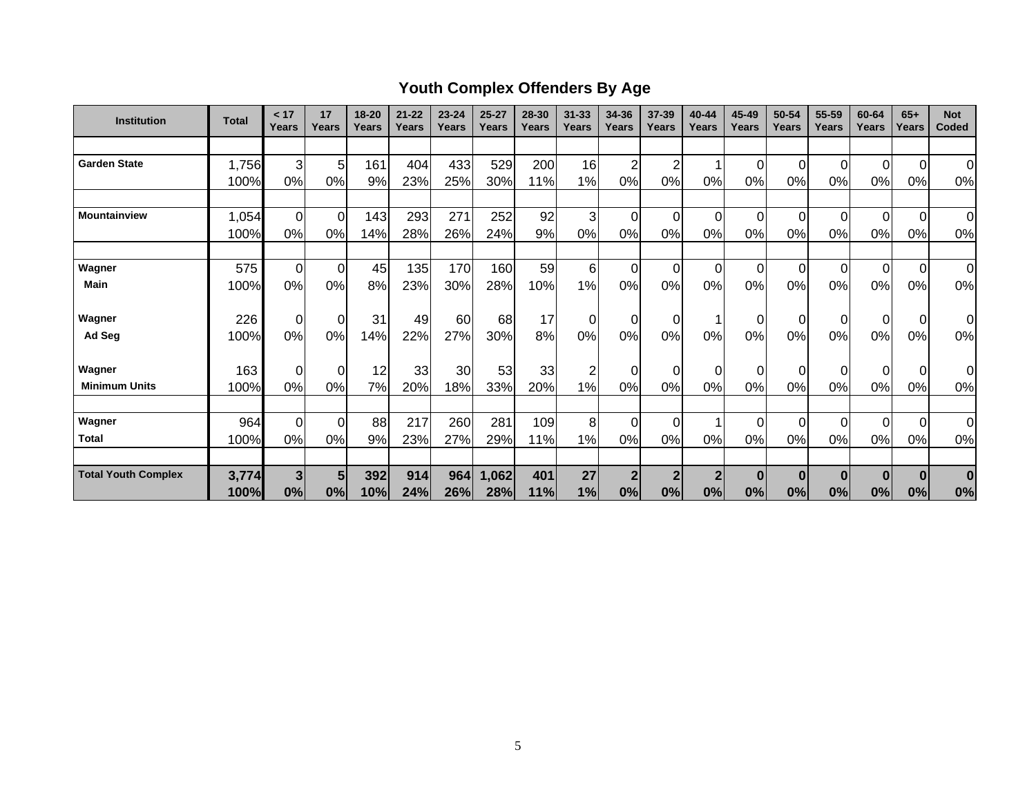## Youth Complex Offenders By Age

| Institution | Total | < 17 Years | 17 Years | 18-20 Years | 21-22 Years | 23-24 Years | 25-27 Years | 28-30 Years | 31-33 Years | 34-36 Years | 37-39 Years | 40-44 Years | 45-49 Years | 50-54 Years | 55-59 Years | 60-64 Years | 65+ Years | Not Coded |
|---|---|---|---|---|---|---|---|---|---|---|---|---|---|---|---|---|---|---|
| **Garden State** | 1,756 | 3 | 5 | 161 | 404 | 433 | 529 | 200 | 16 | 2 | 2 | 1 | 0 | 0 | 0 | 0 | 0 | 0 |
| | 100% | 0% | 0% | 9% | 23% | 25% | 30% | 11% | 1% | 0% | 0% | 0% | 0% | 0% | 0% | 0% | 0% | 0% |
| **Mountainview** | 1,054 | 0 | 0 | 143 | 293 | 271 | 252 | 92 | 3 | 0 | 0 | 0 | 0 | 0 | 0 | 0 | 0 | 0 |
| | 100% | 0% | 0% | 14% | 28% | 26% | 24% | 9% | 0% | 0% | 0% | 0% | 0% | 0% | 0% | 0% | 0% | 0% |
| **Wagner** | 575 | 0 | 0 | 45 | 135 | 170 | 160 | 59 | 6 | 0 | 0 | 0 | 0 | 0 | 0 | 0 | 0 | 0 |
| **Main** | 100% | 0% | 0% | 8% | 23% | 30% | 28% | 10% | 1% | 0% | 0% | 0% | 0% | 0% | 0% | 0% | 0% | 0% |
| **Wagner** | 226 | 0 | 0 | 31 | 49 | 60 | 68 | 17 | 0 | 0 | 0 | 1 | 0 | 0 | 0 | 0 | 0 | 0 |
| **Ad Seg** | 100% | 0% | 0% | 14% | 22% | 27% | 30% | 8% | 0% | 0% | 0% | 0% | 0% | 0% | 0% | 0% | 0% | 0% |
| **Wagner** | 163 | 0 | 0 | 12 | 33 | 30 | 53 | 33 | 2 | 0 | 0 | 0 | 0 | 0 | 0 | 0 | 0 | 0 |
| **Minimum Units** | 100% | 0% | 0% | 7% | 20% | 18% | 33% | 20% | 1% | 0% | 0% | 0% | 0% | 0% | 0% | 0% | 0% | 0% |
| **Wagner** | 964 | 0 | 0 | 88 | 217 | 260 | 281 | 109 | 8 | 0 | 0 | 1 | 0 | 0 | 0 | 0 | 0 | 0 |
| **Total** | 100% | 0% | 0% | 9% | 23% | 27% | 29% | 11% | 1% | 0% | 0% | 0% | 0% | 0% | 0% | 0% | 0% | 0% |
| **Total Youth Complex** | **3,774** | **3** | **5** | **392** | **914** | **964** | **1,062** | **401** | **27** | **2** | **2** | **2** | **0** | **0** | **0** | **0** | **0** | **0** |
| | **100%** | **0%** | **0%** | **10%** | **24%** | **26%** | **28%** | **11%** | **1%** | **0%** | **0%** | **0%** | **0%** | **0%** | **0%** | **0%** | **0%** | **0%** |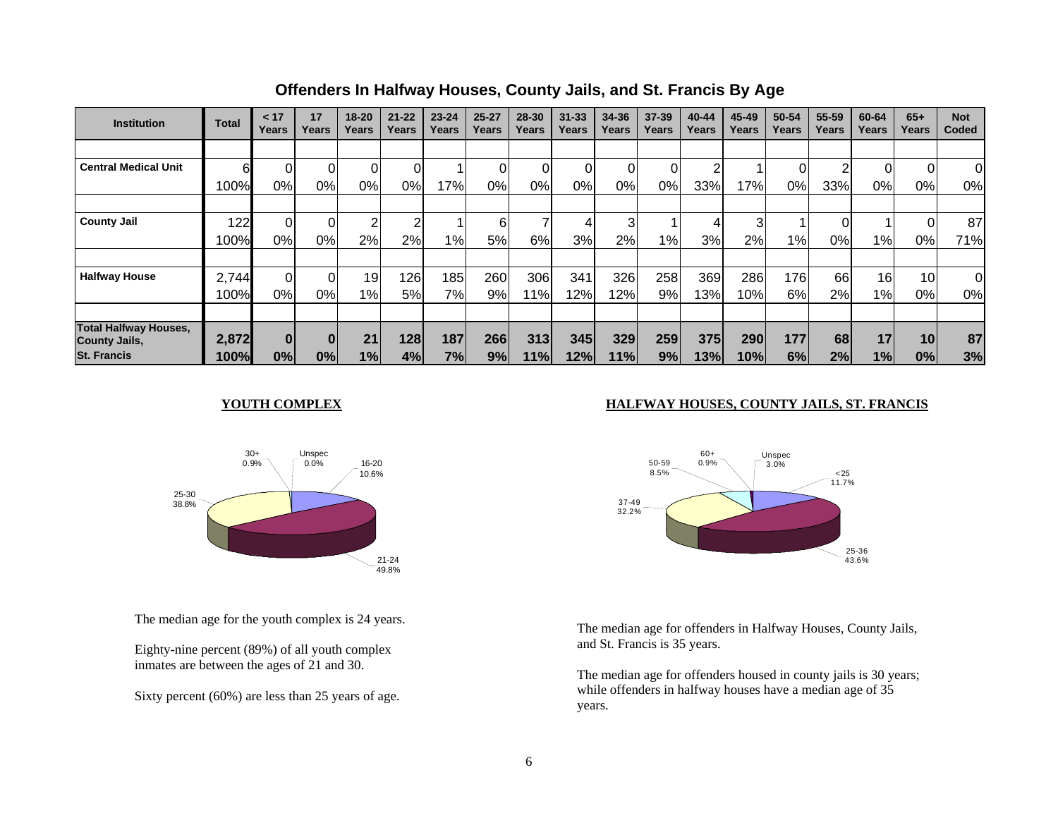# Offenders In Halfway Houses, County Jails, and St. Francis By Age

| Institution | Total | < 17 Years | 17 Years | 18-20 Years | 21-22 Years | 23-24 Years | 25-27 Years | 28-30 Years | 31-33 Years | 34-36 Years | 37-39 Years | 40-44 Years | 45-49 Years | 50-54 Years | 55-59 Years | 60-64 Years | 65+ Years | Not Coded |
|---|---|---|---|---|---|---|---|---|---|---|---|---|---|---|---|---|---|---|
| **Central Medical Unit** | 6 | 0 | 0 | 0 | 0 | 1 | 0 | 0 | 0 | 0 | 0 | 2 | 1 | 0 | 2 | 0 | 0 | 0 |
| | 100% | 0% | 0% | 0% | 0% | 17% | 0% | 0% | 0% | 0% | 0% | 33% | 17% | 0% | 33% | 0% | 0% | 0% |
| **County Jail** | 122 | 0 | 0 | 2 | 2 | 1 | 6 | 7 | 4 | 3 | 1 | 4 | 3 | 1 | 0 | 1 | 0 | 87 |
| | 100% | 0% | 0% | 2% | 2% | 1% | 5% | 6% | 3% | 2% | 1% | 3% | 2% | 1% | 0% | 1% | 0% | 71% |
| **Halfway House** | 2,744 | 0 | 0 | 19 | 126 | 185 | 260 | 306 | 341 | 326 | 258 | 369 | 286 | 176 | 66 | 16 | 10 | 0 |
| | 100% | 0% | 0% | 1% | 5% | 7% | 9% | 11% | 12% | 12% | 9% | 13% | 10% | 6% | 2% | 1% | 0% | 0% |
| **Total Halfway Houses, County Jails, St. Francis** | **2,872** | **0** | **0** | **21** | **128** | **187** | **266** | **313** | **345** | **329** | **259** | **375** | **290** | **177** | **68** | **17** | **10** | **87** |
| | **100%** | **0%** | **0%** | **1%** | **4%** | **7%** | **9%** | **11%** | **12%** | **11%** | **9%** | **13%** | **10%** | **6%** | **2%** | **1%** | **0%** | **3%** |

**YOUTH COMPLEX**

30+
0.9%
Unspec
0.0%
16-20
10.6%
25-30
38.8%
21-24
49.8%

The median age for the youth complex is 24 years.

Eighty-nine percent (89%) of all youth complex inmates are between the ages of 21 and 30.

Sixty percent (60%) are less than 25 years of age.

**HALFWAY HOUSES, COUNTY JAILS, ST. FRANCIS**

60+
0.9%
Unspec
3.0%
50-59
8.5%
<25
11.7%
37-49
32.2%
25-36
43.6%

The median age for offenders in Halfway Houses, County Jails, and St. Francis is 35 years.

The median age for offenders housed in county jails is 30 years; while offenders in halfway houses have a median age of 35 years.